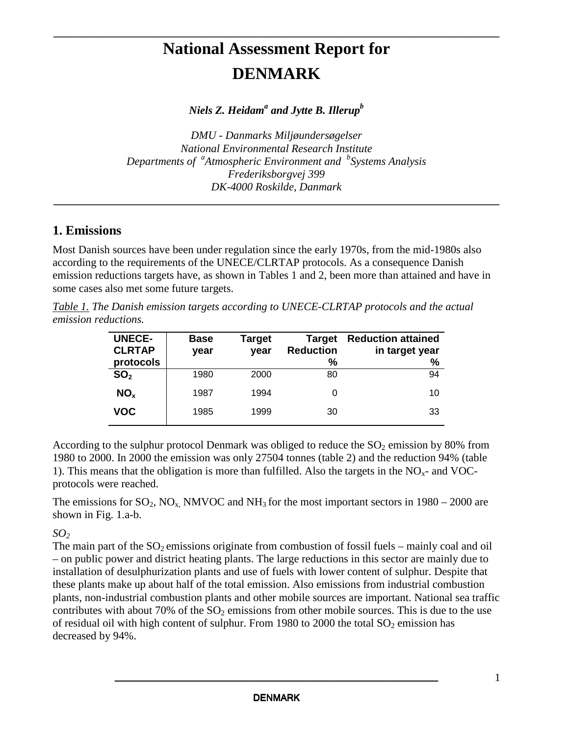# National Assessment Report for DENMARK

***Niels Z. Heidam[a] and Jytte B. Illerup[b]***

*DMU - Danmarks Miljøundersøgelser*
*National Environmental Research Institute*
*Departments of [a]Atmospheric Environment and [b]Systems Analysis*
*Frederiksborgvej 399*
*DK-4000 Roskilde, Danmark*

## 1. Emissions

Most Danish sources have been under regulation since the early 1970s, from the mid-1980s also according to the requirements of the UNECE/CLRTAP protocols. As a consequence Danish emission reductions targets have, as shown in Tables 1 and 2, been more than attained and have in some cases also met some future targets.

*Table 1. The Danish emission targets according to UNECE-CLRTAP protocols and the actual emission reductions.*

| UNECE-CLRTAP protocols | Base year | Target year | Target Reduction % | Reduction attained in target year % |
|---|---|---|---|---|
| $SO_2$ | 1980 | 2000 | 80 | 94 |
| $NO_x$ | 1987 | 1994 | 0 | 10 |
| VOC | 1985 | 1999 | 30 | 33 |

According to the sulphur protocol Denmark was obliged to reduce the $SO_2$ emission by 80% from 1980 to 2000. In 2000 the emission was only 27504 tonnes (table 2) and the reduction 94% (table 1). This means that the obligation is more than fulfilled. Also the targets in the $NO_x$- and VOC-protocols were reached.

The emissions for $SO_2$, $NO_x$, NMVOC and $NH_3$ for the most important sectors in 1980 – 2000 are shown in Fig. 1.a-b.

*$SO_2$*

The main part of the $SO_2$ emissions originate from combustion of fossil fuels – mainly coal and oil – on public power and district heating plants. The large reductions in this sector are mainly due to installation of desulphurization plants and use of fuels with lower content of sulphur. Despite that these plants make up about half of the total emission. Also emissions from industrial combustion plants, non-industrial combustion plants and other mobile sources are important. National sea traffic contributes with about 70% of the $SO_2$ emissions from other mobile sources. This is due to the use of residual oil with high content of sulphur. From 1980 to 2000 the total $SO_2$ emission has decreased by 94%.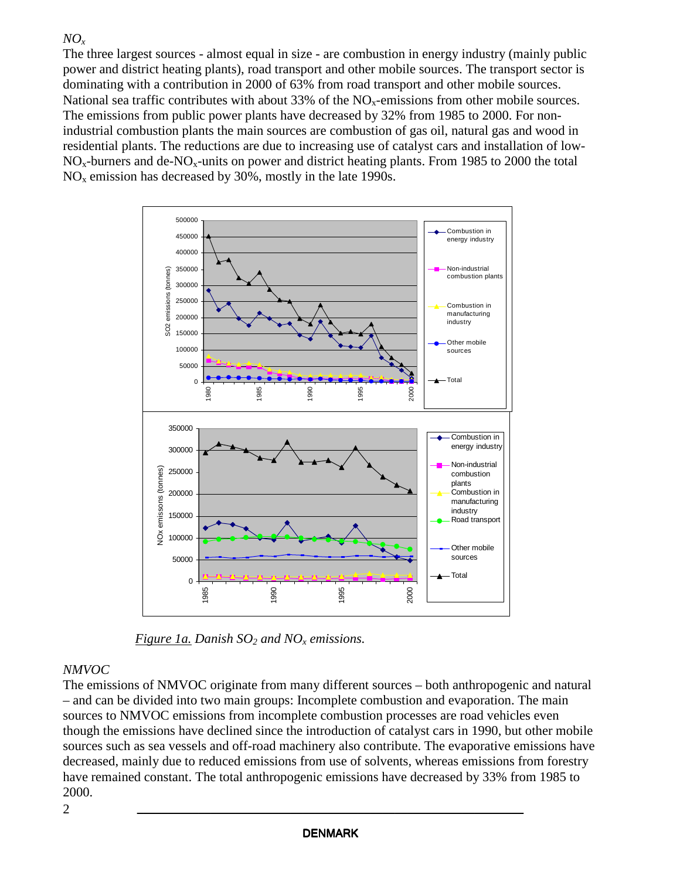*$NO_x$*

The three largest sources - almost equal in size - are combustion in energy industry (mainly public power and district heating plants), road transport and other mobile sources. The transport sector is dominating with a contribution in 2000 of 63% from road transport and other mobile sources. National sea traffic contributes with about 33% of the $NO_x$-emissions from other mobile sources. The emissions from public power plants have decreased by 32% from 1985 to 2000. For non-industrial combustion plants the main sources are combustion of gas oil, natural gas and wood in residential plants. The reductions are due to increasing use of catalyst cars and installation of low-$NO_x$-burners and de-$NO_x$-units on power and district heating plants. From 1985 to 2000 the total $NO_x$ emission has decreased by 30%, mostly in the late 1990s.

*Figure 1a.* *Danish $SO_2$ and $NO_x$ emissions.*

*NMVOC*

The emissions of NMVOC originate from many different sources – both anthropogenic and natural – and can be divided into two main groups: Incomplete combustion and evaporation. The main sources to NMVOC emissions from incomplete combustion processes are road vehicles even though the emissions have declined since the introduction of catalyst cars in 1990, but other mobile sources such as sea vessels and off-road machinery also contribute. The evaporative emissions have decreased, mainly due to reduced emissions from use of solvents, whereas emissions from forestry have remained constant. The total anthropogenic emissions have decreased by 33% from 1985 to 2000.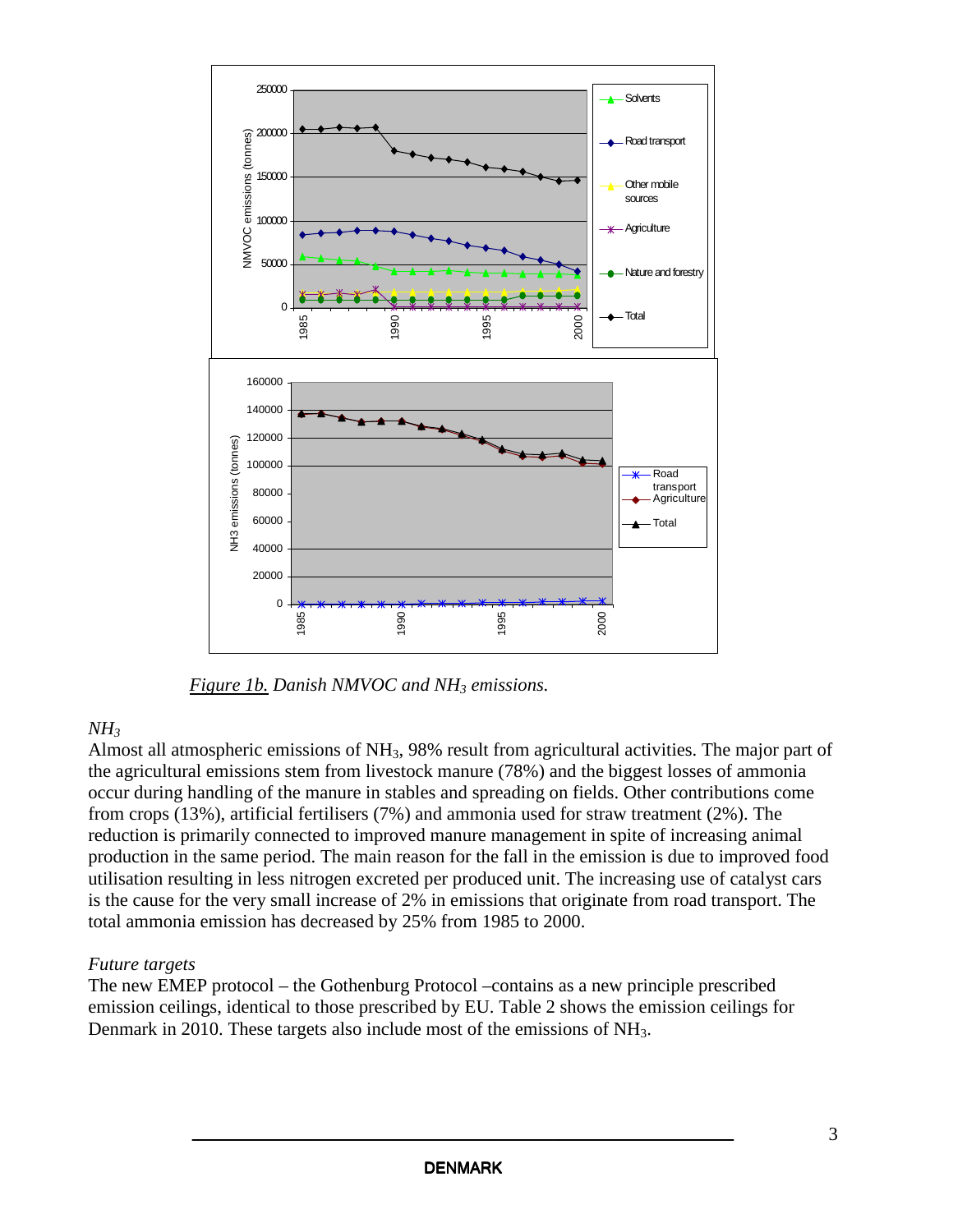*Figure 1b. Danish NMVOC and $NH_3$ emissions.*

### *$NH_3$*

Almost all atmospheric emissions of $NH_3$, 98% result from agricultural activities. The major part of the agricultural emissions stem from livestock manure (78%) and the biggest losses of ammonia occur during handling of the manure in stables and spreading on fields. Other contributions come from crops (13%), artificial fertilisers (7%) and ammonia used for straw treatment (2%). The reduction is primarily connected to improved manure management in spite of increasing animal production in the same period. The main reason for the fall in the emission is due to improved food utilisation resulting in less nitrogen excreted per produced unit. The increasing use of catalyst cars is the cause for the very small increase of 2% in emissions that originate from road transport. The total ammonia emission has decreased by 25% from 1985 to 2000.

### *Future targets*

The new EMEP protocol – the Gothenburg Protocol –contains as a new principle prescribed emission ceilings, identical to those prescribed by EU. Table 2 shows the emission ceilings for Denmark in 2010. These targets also include most of the emissions of $NH_3$.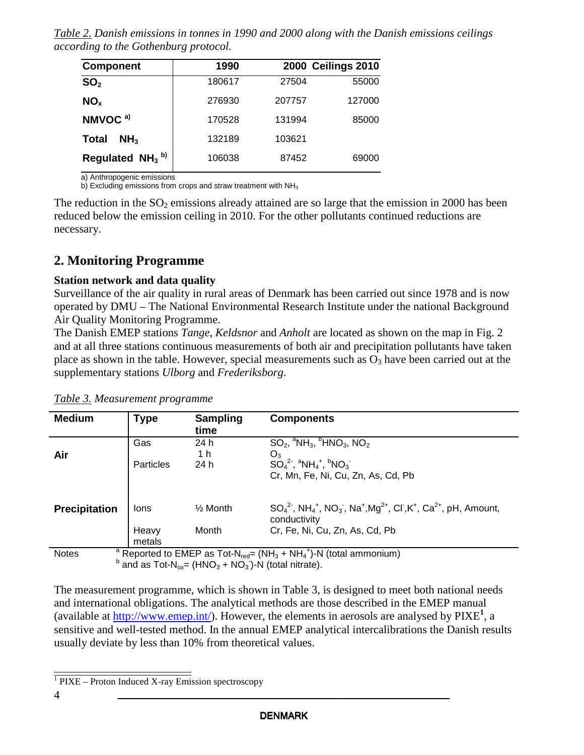*Table 2. Danish emissions in tonnes in 1990 and 2000 along with the Danish emissions ceilings according to the Gothenburg protocol.*

| Component | 1990 | 2000 | Ceilings 2010 |
|---|---|---|---|
| $SO_2$ | 180617 | 27504 | 55000 |
| $NO_x$ | 276930 | 207757 | 127000 |
| NMVOC [a)] | 170528 | 131994 | 85000 |
| Total $NH_3$ | 132189 | 103621 | |
| Regulated $NH_3$ [b)] | 106038 | 87452 | 69000 |

a) Anthropogenic emissions
b) Excluding emissions from crops and straw treatment with $NH_3$

The reduction in the $SO_2$ emissions already attained are so large that the emission in 2000 has been reduced below the emission ceiling in 2010. For the other pollutants continued reductions are necessary.

## 2. Monitoring Programme

**Station network and data quality**

Surveillance of the air quality in rural areas of Denmark has been carried out since 1978 and is now operated by DMU – The National Environmental Research Institute under the national Background Air Quality Monitoring Programme.

The Danish EMEP stations *Tange, Keldsnor* and *Anholt* are located as shown on the map in Fig. 2 and at all three stations continuous measurements of both air and precipitation pollutants have taken place as shown in the table. However, special measurements such as $O_3$ have been carried out at the supplementary stations *Ulborg* and *Frederiksborg*.

*Table 3. Measurement programme*

| Medium | Type | Sampling time | Components |
|---|---|---|---|
| Air | Gas | 24 h | $SO_2$, $^{a}NH_3$, $^{b}HNO_3$, $NO_2$ |
| | | 1 h | $O_3$ |
| | Particles | 24 h | $SO_4^{2-}$, $^{a}NH_4^{+}$, $^{b}NO_3^{-}$ |
| | | | Cr, Mn, Fe, Ni, Cu, Zn, As, Cd, Pb |
| Precipitation | Ions | ½ Month | $SO_4^{2-}$, $NH_4^{+}$, $NO_3^{-}$, $Na^{+}$, $Mg^{2+}$, $Cl^{-}$, $K^{+}$, $Ca^{2+}$, pH, Amount, conductivity |
| | Heavy metals | Month | Cr, Fe, Ni, Cu, Zn, As, Cd, Pb |
| Notes | $^{a}$ Reported to EMEP as Tot-$N_{red}$= ($NH_3$ + $NH_4^{+}$)-N (total ammonium) $^{b}$ and as Tot-$N_{ox}$= ($HNO_3$ + $NO_3^{-}$)-N (total nitrate). | | |

The measurement programme, which is shown in Table 3, is designed to meet both national needs and international obligations. The analytical methods are those described in the EMEP manual (available at http://www.emep.int/). However, the elements in aerosols are analysed by PIXE[1], a sensitive and well-tested method. In the annual EMEP analytical intercalibrations the Danish results usually deviate by less than 10% from theoretical values.

[1] PIXE – Proton Induced X-ray Emission spectroscopy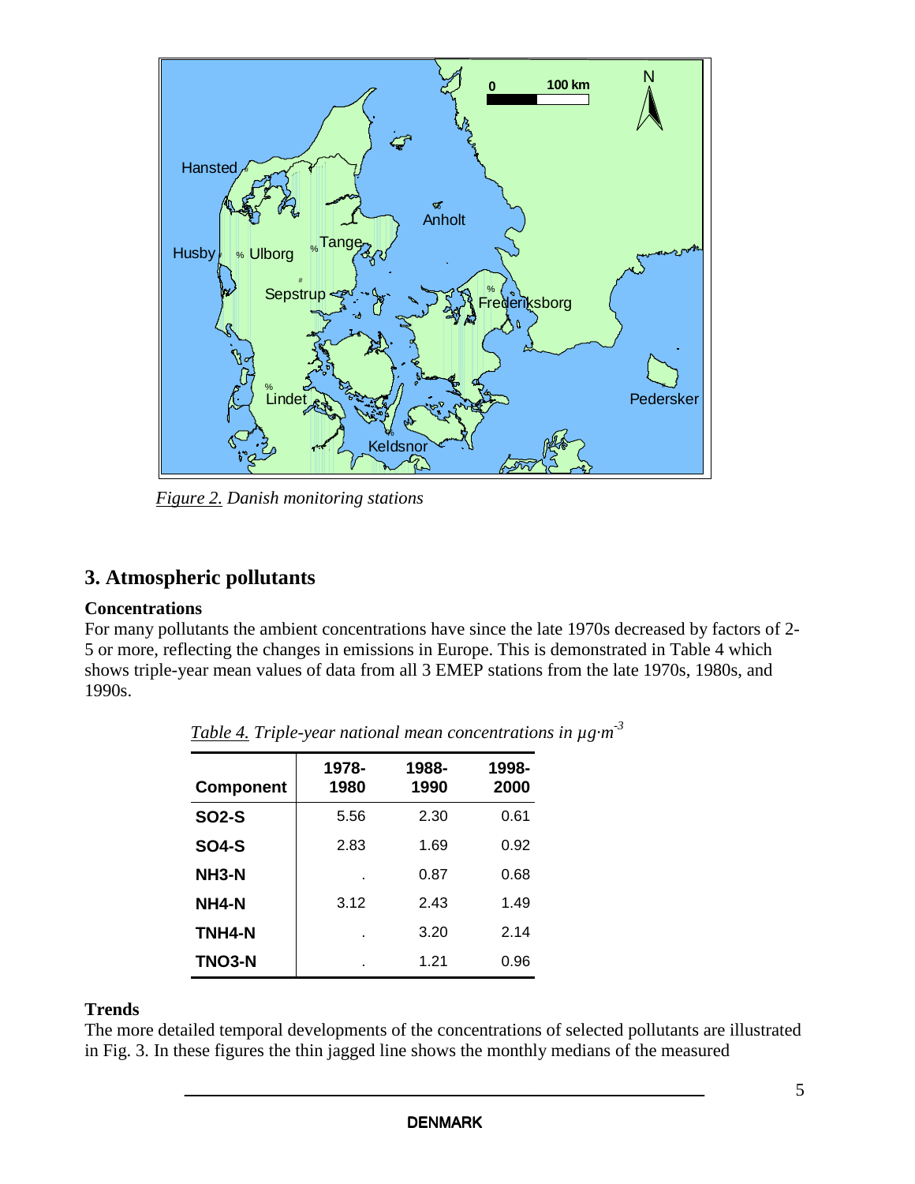*Figure 2.* *Danish monitoring stations*

## 3. Atmospheric pollutants

### Concentrations

For many pollutants the ambient concentrations have since the late 1970s decreased by factors of 2-5 or more, reflecting the changes in emissions in Europe. This is demonstrated in Table 4 which shows triple-year mean values of data from all 3 EMEP stations from the late 1970s, 1980s, and 1990s.

*Table 4.* *Triple-year national mean concentrations in $\mu g \cdot m^{-3}$*

| Component | 1978-1980 | 1988-1990 | 1998-2000 |
|---|---|---|---|
| **SO2-S** | 5.56 | 2.30 | 0.61 |
| **SO4-S** | 2.83 | 1.69 | 0.92 |
| **NH3-N** | . | 0.87 | 0.68 |
| **NH4-N** | 3.12 | 2.43 | 1.49 |
| **TNH4-N** | . | 3.20 | 2.14 |
| **TNO3-N** | . | 1.21 | 0.96 |

### Trends

The more detailed temporal developments of the concentrations of selected pollutants are illustrated in Fig. 3. In these figures the thin jagged line shows the monthly medians of the measured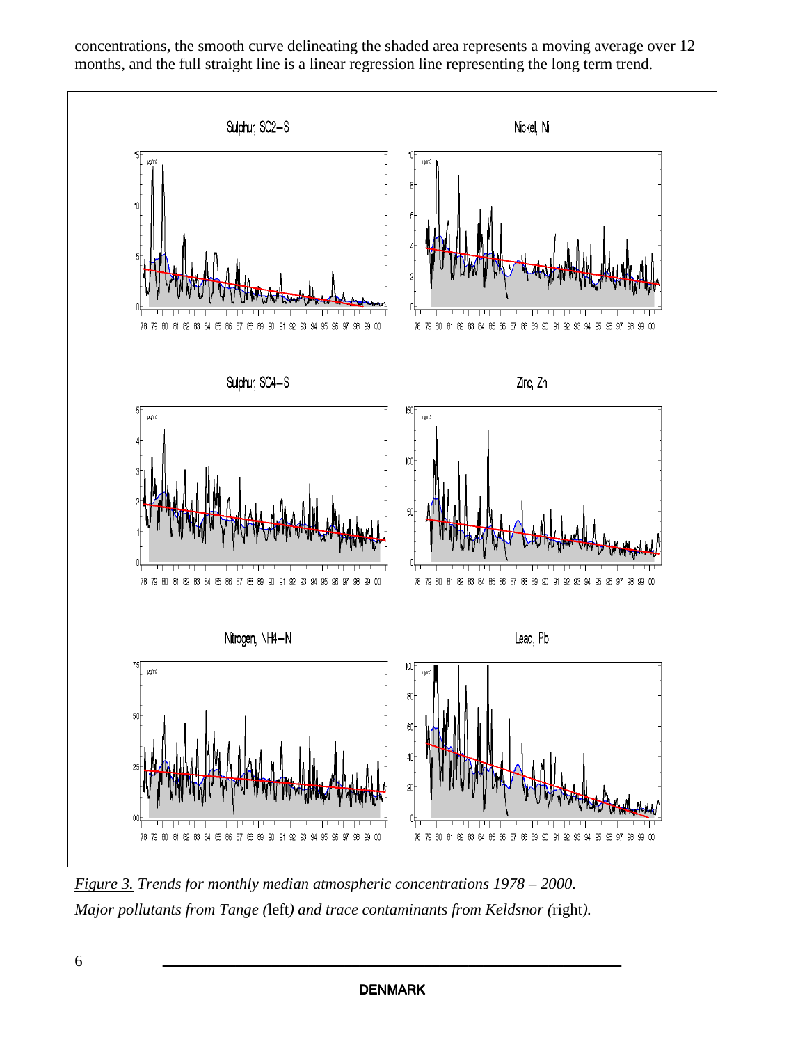concentrations, the smooth curve delineating the shaded area represents a moving average over 12 months, and the full straight line is a linear regression line representing the long term trend.

*Figure 3. Trends for monthly median atmospheric concentrations 1978 – 2000.*
*Major pollutants from Tange (left) and trace contaminants from Keldsnor (right).*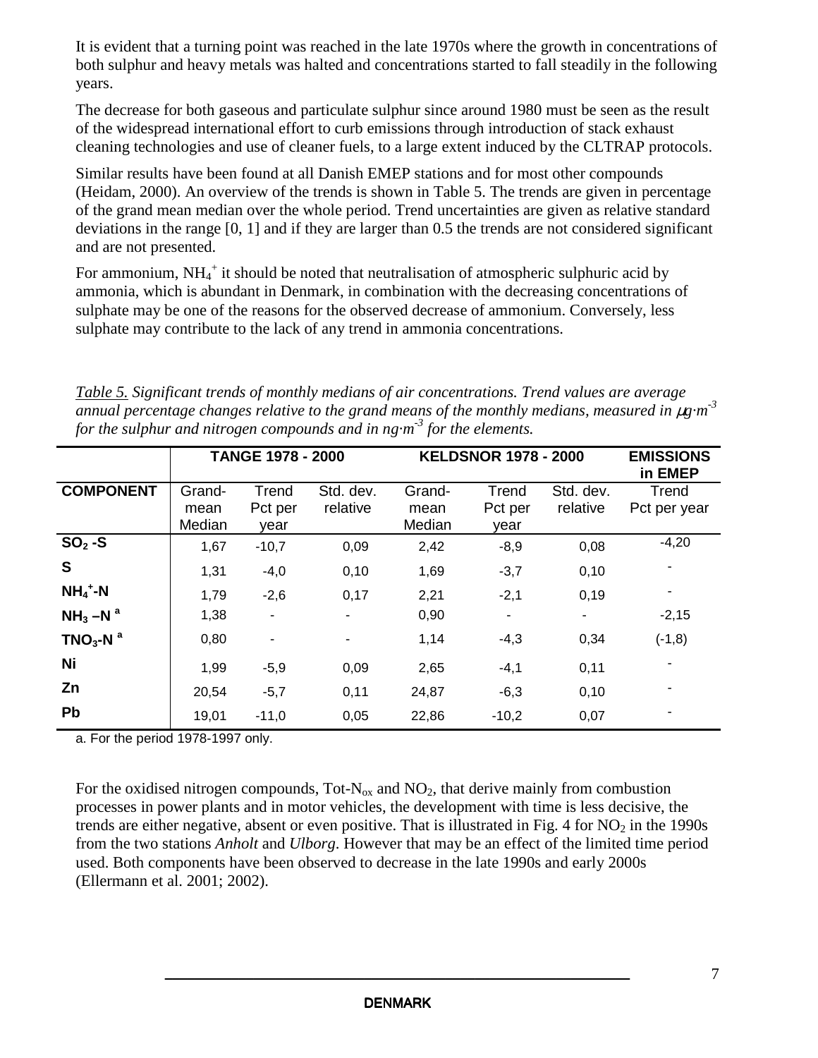It is evident that a turning point was reached in the late 1970s where the growth in concentrations of both sulphur and heavy metals was halted and concentrations started to fall steadily in the following years.

The decrease for both gaseous and particulate sulphur since around 1980 must be seen as the result of the widespread international effort to curb emissions through introduction of stack exhaust cleaning technologies and use of cleaner fuels, to a large extent induced by the CLTRAP protocols.

Similar results have been found at all Danish EMEP stations and for most other compounds (Heidam, 2000). An overview of the trends is shown in Table 5. The trends are given in percentage of the grand mean median over the whole period. Trend uncertainties are given as relative standard deviations in the range [0, 1] and if they are larger than 0.5 the trends are not considered significant and are not presented.

For ammonium, $NH_4^+$ it should be noted that neutralisation of atmospheric sulphuric acid by ammonia, which is abundant in Denmark, in combination with the decreasing concentrations of sulphate may be one of the reasons for the observed decrease of ammonium. Conversely, less sulphate may contribute to the lack of any trend in ammonia concentrations.

*Table 5. Significant trends of monthly medians of air concentrations. Trend values are average annual percentage changes relative to the grand means of the monthly medians, measured in $\mu g \cdot m^{-3}$ for the sulphur and nitrogen compounds and in $ng \cdot m^{-3}$ for the elements.*

| | TANGE 1978 - 2000 | | | KELDSNOR 1978 - 2000 | | | EMISSIONS in EMEP |
|---|---|---|---|---|---|---|---|
| **COMPONENT** | Grand-mean Median | Trend Pct per year | Std. dev. relative | Grand-mean Median | Trend Pct per year | Std. dev. relative | Trend Pct per year |
| **$SO_2$ -S** | 1,67 | -10,7 | 0,09 | 2,42 | -8,9 | 0,08 | -4,20 |
| **S** | 1,31 | -4,0 | 0,10 | 1,69 | -3,7 | 0,10 | - |
| **$NH_4^+$-N** | 1,79 | -2,6 | 0,17 | 2,21 | -2,1 | 0,19 | - |
| **$NH_3$ –N [a]** | 1,38 | - | - | 0,90 | - | - | -2,15 |
| **$TNO_3$-N [a]** | 0,80 | - | - | 1,14 | -4,3 | 0,34 | (-1,8) |
| **Ni** | 1,99 | -5,9 | 0,09 | 2,65 | -4,1 | 0,11 | - |
| **Zn** | 20,54 | -5,7 | 0,11 | 24,87 | -6,3 | 0,10 | - |
| **Pb** | 19,01 | -11,0 | 0,05 | 22,86 | -10,2 | 0,07 | - |

a. For the period 1978-1997 only.

For the oxidised nitrogen compounds, Tot-$N_{ox}$ and $NO_2$, that derive mainly from combustion processes in power plants and in motor vehicles, the development with time is less decisive, the trends are either negative, absent or even positive. That is illustrated in Fig. 4 for $NO_2$ in the 1990s from the two stations *Anholt* and *Ulborg*. However that may be an effect of the limited time period used. Both components have been observed to decrease in the late 1990s and early 2000s (Ellermann et al. 2001; 2002).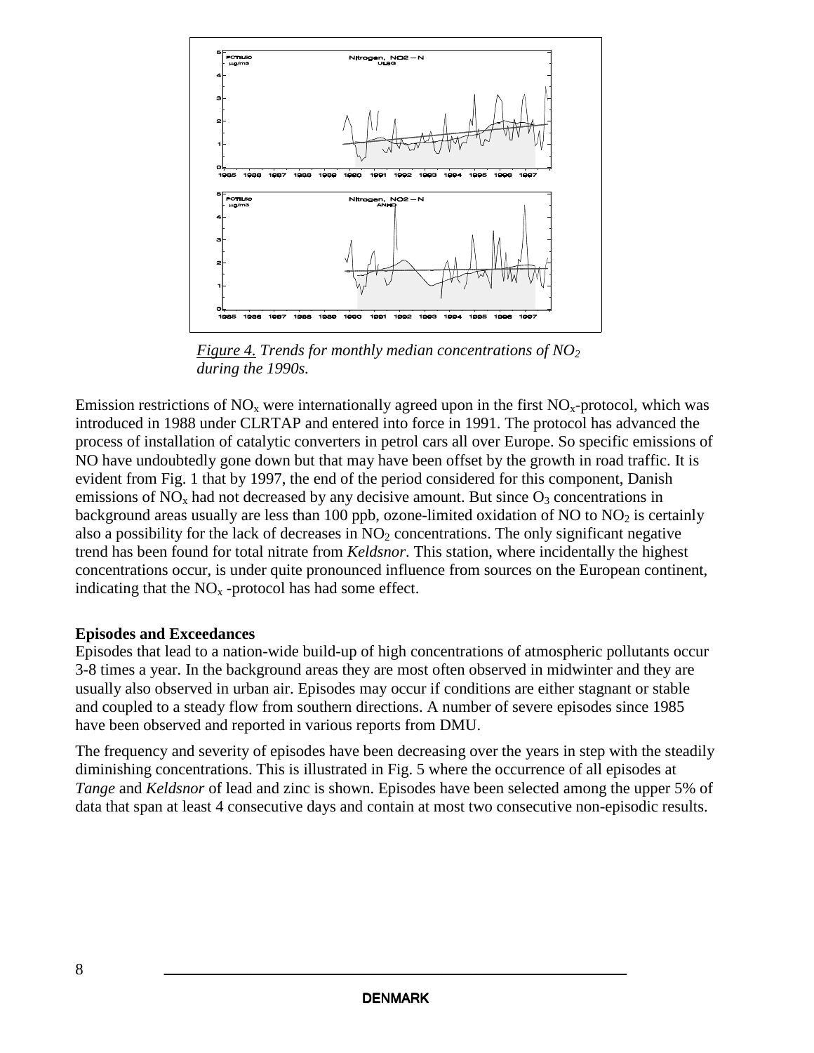*Figure 4. Trends for monthly median concentrations of $NO_2$ during the 1990s.*

Emission restrictions of $NO_x$ were internationally agreed upon in the first $NO_x$-protocol, which was introduced in 1988 under CLRTAP and entered into force in 1991. The protocol has advanced the process of installation of catalytic converters in petrol cars all over Europe. So specific emissions of NO have undoubtedly gone down but that may have been offset by the growth in road traffic. It is evident from Fig. 1 that by 1997, the end of the period considered for this component, Danish emissions of $NO_x$ had not decreased by any decisive amount. But since $O_3$ concentrations in background areas usually are less than 100 ppb, ozone-limited oxidation of NO to $NO_2$ is certainly also a possibility for the lack of decreases in $NO_2$ concentrations. The only significant negative trend has been found for total nitrate from *Keldsnor*. This station, where incidentally the highest concentrations occur, is under quite pronounced influence from sources on the European continent, indicating that the $NO_x$ -protocol has had some effect.

**Episodes and Exceedances**

Episodes that lead to a nation-wide build-up of high concentrations of atmospheric pollutants occur 3-8 times a year. In the background areas they are most often observed in midwinter and they are usually also observed in urban air. Episodes may occur if conditions are either stagnant or stable and coupled to a steady flow from southern directions. A number of severe episodes since 1985 have been observed and reported in various reports from DMU.

The frequency and severity of episodes have been decreasing over the years in step with the steadily diminishing concentrations. This is illustrated in Fig. 5 where the occurrence of all episodes at *Tange* and *Keldsnor* of lead and zinc is shown. Episodes have been selected among the upper 5% of data that span at least 4 consecutive days and contain at most two consecutive non-episodic results.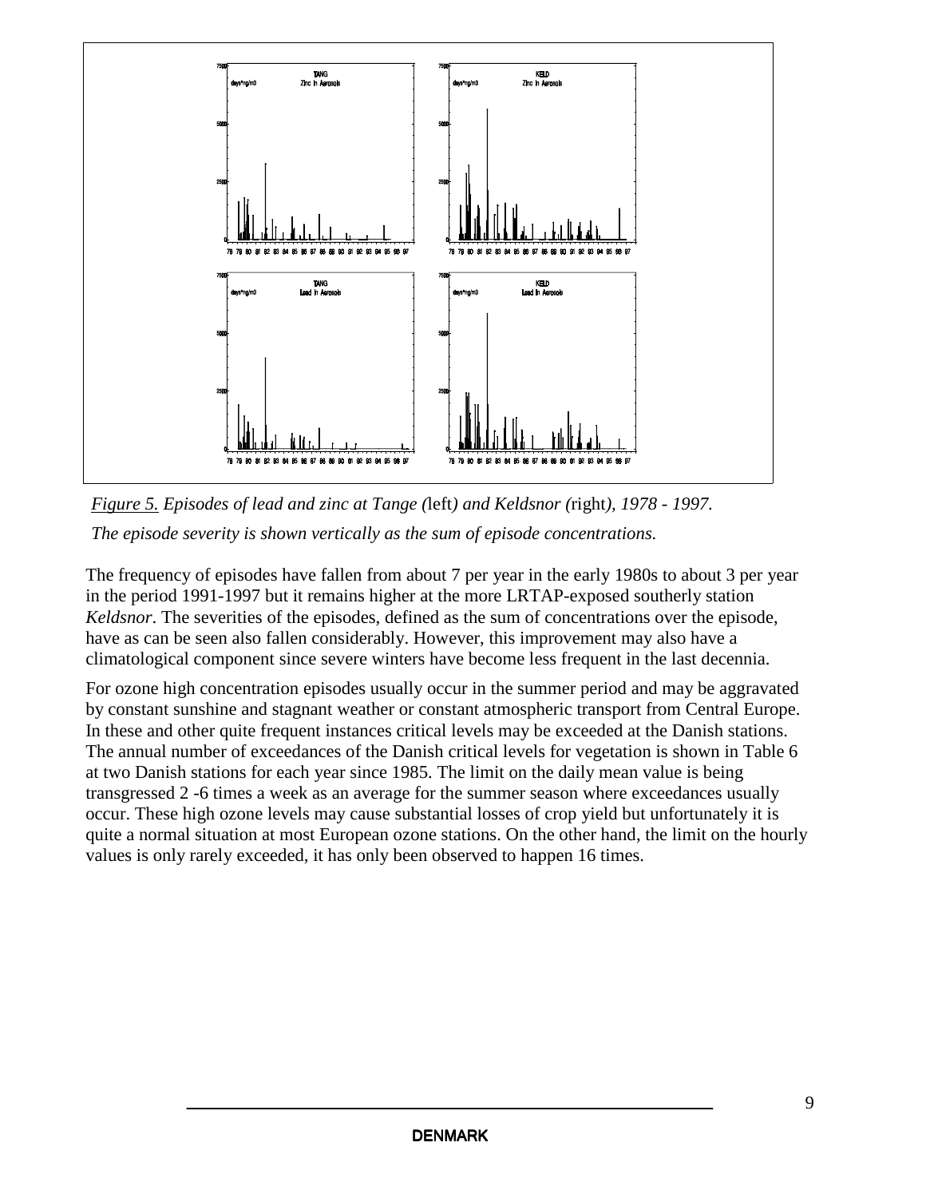*Figure 5. Episodes of lead and zinc at Tange (*left*) and Keldsnor (*right*), 1978 - 1997.*

*The episode severity is shown vertically as the sum of episode concentrations.*

The frequency of episodes have fallen from about 7 per year in the early 1980s to about 3 per year in the period 1991-1997 but it remains higher at the more LRTAP-exposed southerly station *Keldsnor*. The severities of the episodes, defined as the sum of concentrations over the episode, have as can be seen also fallen considerably. However, this improvement may also have a climatological component since severe winters have become less frequent in the last decennia.

For ozone high concentration episodes usually occur in the summer period and may be aggravated by constant sunshine and stagnant weather or constant atmospheric transport from Central Europe. In these and other quite frequent instances critical levels may be exceeded at the Danish stations. The annual number of exceedances of the Danish critical levels for vegetation is shown in Table 6 at two Danish stations for each year since 1985. The limit on the daily mean value is being transgressed 2 -6 times a week as an average for the summer season where exceedances usually occur. These high ozone levels may cause substantial losses of crop yield but unfortunately it is quite a normal situation at most European ozone stations. On the other hand, the limit on the hourly values is only rarely exceeded, it has only been observed to happen 16 times.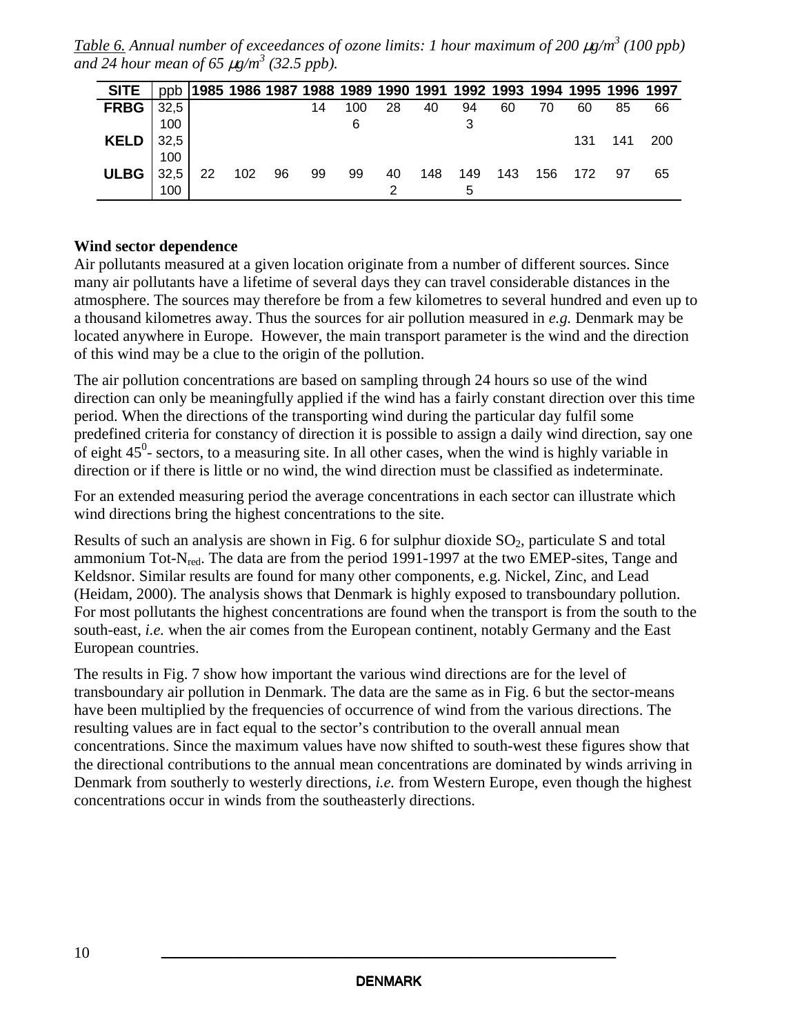*Table 6. Annual number of exceedances of ozone limits: 1 hour maximum of 200 $\mu g/m^3$ (100 ppb) and 24 hour mean of 65 $\mu g/m^3$ (32.5 ppb).*

| SITE | ppb | 1985 | 1986 | 1987 | 1988 | 1989 | 1990 | 1991 | 1992 | 1993 | 1994 | 1995 | 1996 | 1997 |
|---|---|---|---|---|---|---|---|---|---|---|---|---|---|---|
| **FRBG** | 32,5 | | | | 14 | 100 | 28 | 40 | 94 | 60 | 70 | 60 | 85 | 66 |
| | 100 | | | | | 6 | | | 3 | | | | | |
| **KELD** | 32,5 | | | | | | | | | | | 131 | 141 | 200 |
| | 100 | | | | | | | | | | | | | |
| **ULBG** | 32,5 | 22 | 102 | 96 | 99 | 99 | 40 | 148 | 149 | 143 | 156 | 172 | 97 | 65 |
| | 100 | | | | | | 2 | | 5 | | | | | |

**Wind sector dependence**

Air pollutants measured at a given location originate from a number of different sources. Since many air pollutants have a lifetime of several days they can travel considerable distances in the atmosphere. The sources may therefore be from a few kilometres to several hundred and even up to a thousand kilometres away. Thus the sources for air pollution measured in *e.g.* Denmark may be located anywhere in Europe. However, the main transport parameter is the wind and the direction of this wind may be a clue to the origin of the pollution.

The air pollution concentrations are based on sampling through 24 hours so use of the wind direction can only be meaningfully applied if the wind has a fairly constant direction over this time period. When the directions of the transporting wind during the particular day fulfil some predefined criteria for constancy of direction it is possible to assign a daily wind direction, say one of eight $45^0$- sectors, to a measuring site. In all other cases, when the wind is highly variable in direction or if there is little or no wind, the wind direction must be classified as indeterminate.

For an extended measuring period the average concentrations in each sector can illustrate which wind directions bring the highest concentrations to the site.

Results of such an analysis are shown in Fig. 6 for sulphur dioxide $SO_2$, particulate S and total ammonium Tot-$N_{red}$. The data are from the period 1991-1997 at the two EMEP-sites, Tange and Keldsnor. Similar results are found for many other components, e.g. Nickel, Zinc, and Lead (Heidam, 2000). The analysis shows that Denmark is highly exposed to transboundary pollution. For most pollutants the highest concentrations are found when the transport is from the south to the south-east, *i.e.* when the air comes from the European continent, notably Germany and the East European countries.

The results in Fig. 7 show how important the various wind directions are for the level of transboundary air pollution in Denmark. The data are the same as in Fig. 6 but the sector-means have been multiplied by the frequencies of occurrence of wind from the various directions. The resulting values are in fact equal to the sector's contribution to the overall annual mean concentrations. Since the maximum values have now shifted to south-west these figures show that the directional contributions to the annual mean concentrations are dominated by winds arriving in Denmark from southerly to westerly directions, *i.e.* from Western Europe, even though the highest concentrations occur in winds from the southeasterly directions.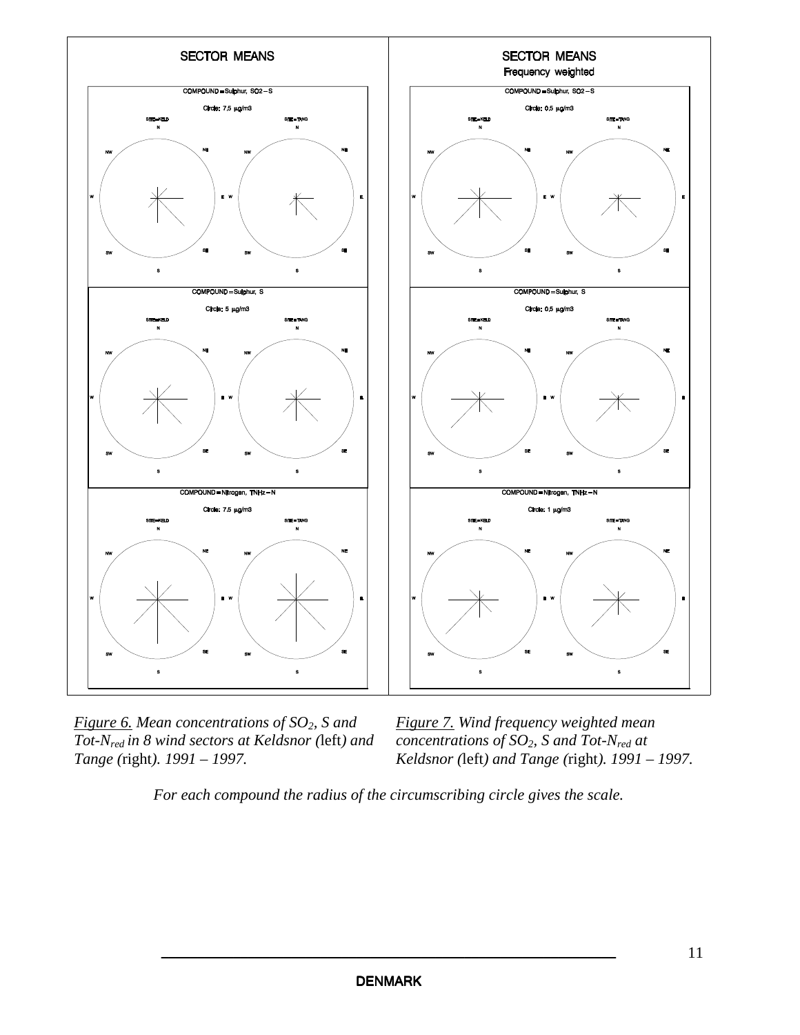SECTOR MEANS

COMPOUND = Sulphur, SO2 – S

Circle: 7,5 µg/m3

SITE=KELD SITE=TANG

COMPOUND = Sulphur, S

Circle: 5 µg/m3

SITE=KELD SITE=TANG

COMPOUND = Nitrogen, TNHz – N

Circle: 7,5 µg/m3

SITE=KELD SITE=TANG

SECTOR MEANS
Frequency weighted

COMPOUND = Sulphur, SO2 – S

Circle: 0,5 µg/m3

SITE=KELD SITE=TANG

COMPOUND = Sulphur, S

Circle: 0,5 µg/m3

SITE=KELD SITE=TANG

COMPOUND = Nitrogen, TNHz – N

Circle: 1 µg/m3

SITE=KELD SITE=TANG

*Figure 6. Mean concentrations of $SO_2$, S and Tot-$N_{red}$ in 8 wind sectors at Keldsnor (*left*) and Tange (*right*). 1991 – 1997.*

*Figure 7. Wind frequency weighted mean concentrations of $SO_2$, S and Tot-$N_{red}$ at Keldsnor (*left*) and Tange (*right*). 1991 – 1997.*

*For each compound the radius of the circumscribing circle gives the scale.*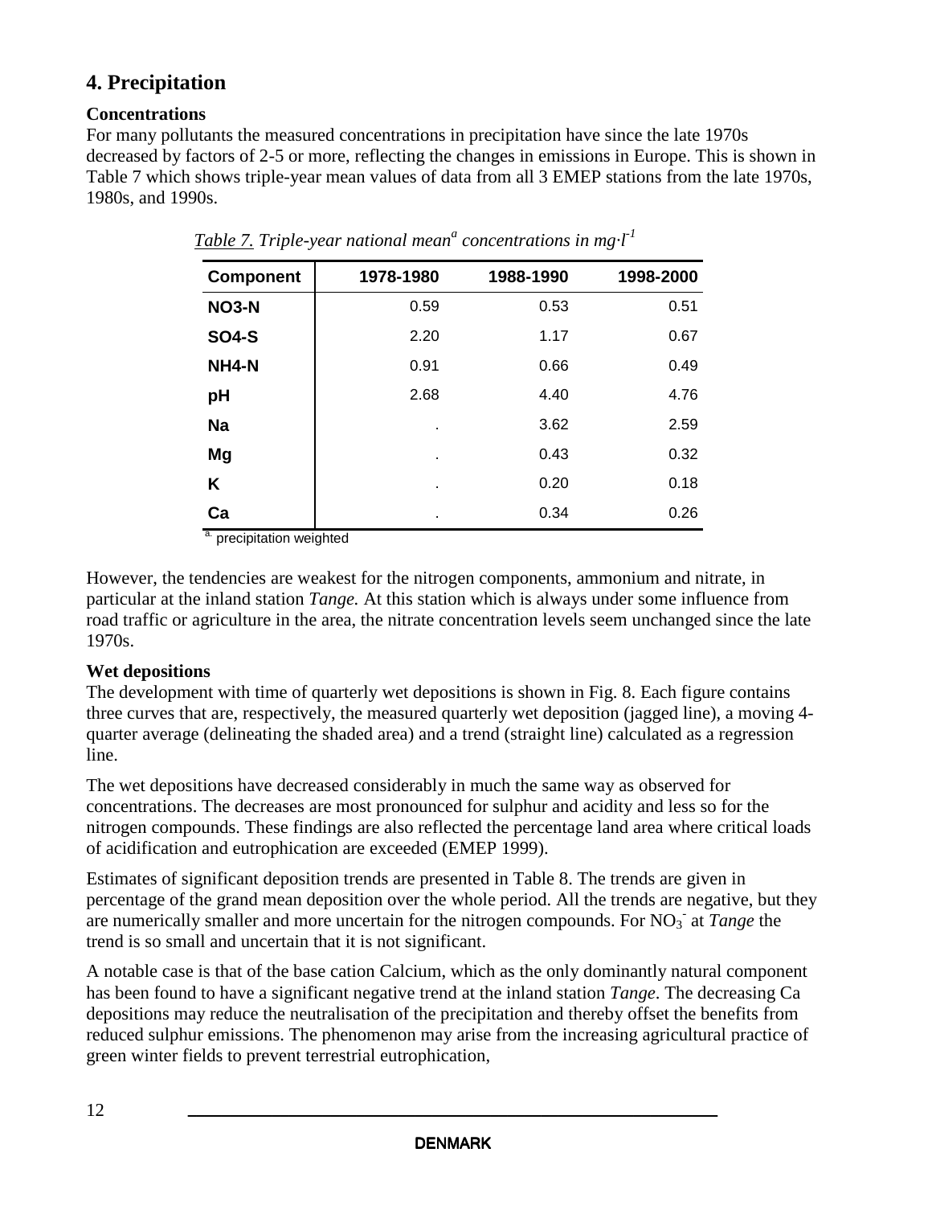## 4. Precipitation

### Concentrations

For many pollutants the measured concentrations in precipitation have since the late 1970s decreased by factors of 2-5 or more, reflecting the changes in emissions in Europe. This is shown in Table 7 which shows triple-year mean values of data from all 3 EMEP stations from the late 1970s, 1980s, and 1990s.

*Table 7. Triple-year national mean[a] concentrations in mg·l$^{-1}$*

| Component | 1978-1980 | 1988-1990 | 1998-2000 |
|---|---|---|---|
| NO3-N | 0.59 | 0.53 | 0.51 |
| SO4-S | 2.20 | 1.17 | 0.67 |
| NH4-N | 0.91 | 0.66 | 0.49 |
| pH | 2.68 | 4.40 | 4.76 |
| Na | . | 3.62 | 2.59 |
| Mg | . | 0.43 | 0.32 |
| K | . | 0.20 | 0.18 |
| Ca | . | 0.34 | 0.26 |

[a.] precipitation weighted

However, the tendencies are weakest for the nitrogen components, ammonium and nitrate, in particular at the inland station *Tange.* At this station which is always under some influence from road traffic or agriculture in the area, the nitrate concentration levels seem unchanged since the late 1970s.

### Wet depositions

The development with time of quarterly wet depositions is shown in Fig. 8. Each figure contains three curves that are, respectively, the measured quarterly wet deposition (jagged line), a moving 4-quarter average (delineating the shaded area) and a trend (straight line) calculated as a regression line.

The wet depositions have decreased considerably in much the same way as observed for concentrations. The decreases are most pronounced for sulphur and acidity and less so for the nitrogen compounds. These findings are also reflected the percentage land area where critical loads of acidification and eutrophication are exceeded (EMEP 1999).

Estimates of significant deposition trends are presented in Table 8. The trends are given in percentage of the grand mean deposition over the whole period. All the trends are negative, but they are numerically smaller and more uncertain for the nitrogen compounds. For $NO_3^-$ at *Tange* the trend is so small and uncertain that it is not significant.

A notable case is that of the base cation Calcium, which as the only dominantly natural component has been found to have a significant negative trend at the inland station *Tange*. The decreasing Ca depositions may reduce the neutralisation of the precipitation and thereby offset the benefits from reduced sulphur emissions. The phenomenon may arise from the increasing agricultural practice of green winter fields to prevent terrestrial eutrophication,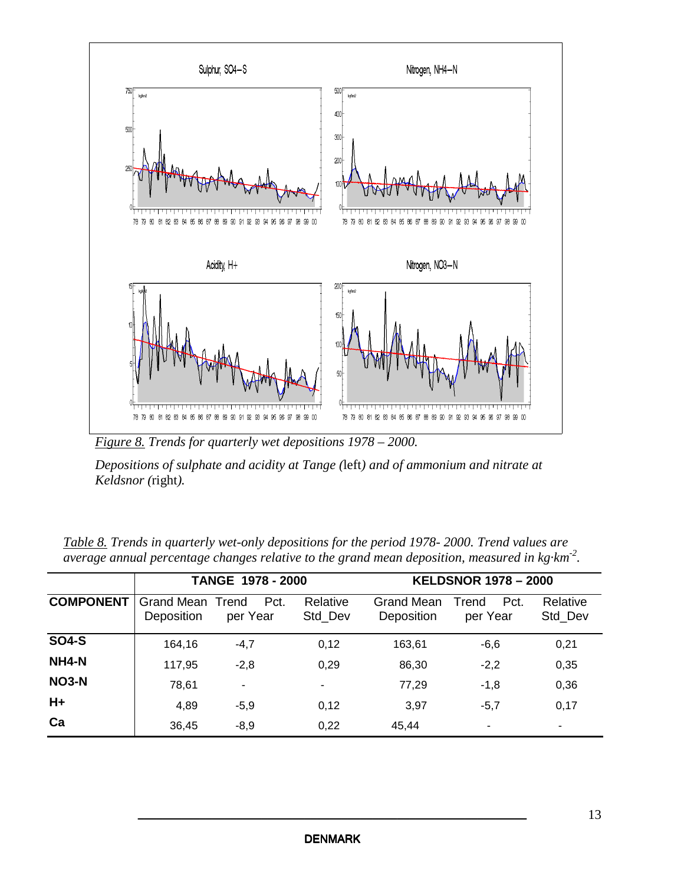*Figure 8. Trends for quarterly wet depositions 1978 – 2000.*

*Depositions of sulphate and acidity at Tange (*left*) and of ammonium and nitrate at Keldsnor (*right*).*

*Table 8. Trends in quarterly wet-only depositions for the period 1978- 2000. Trend values are average annual percentage changes relative to the grand mean deposition, measured in kg·km$^{-2}$.*

| | TANGE 1978 - 2000 | | | KELDSNOR 1978 – 2000 | | |
|---|---|---|---|---|---|---|
| **COMPONENT** | Grand Mean Deposition | Trend Pct. per Year | Relative Std_Dev | Grand Mean Deposition | Trend Pct. per Year | Relative Std_Dev |
| **SO4-S** | 164,16 | -4,7 | 0,12 | 163,61 | -6,6 | 0,21 |
| **NH4-N** | 117,95 | -2,8 | 0,29 | 86,30 | -2,2 | 0,35 |
| **NO3-N** | 78,61 | - | - | 77,29 | -1,8 | 0,36 |
| **H+** | 4,89 | -5,9 | 0,12 | 3,97 | -5,7 | 0,17 |
| **Ca** | 36,45 | -8,9 | 0,22 | 45,44 | - | - |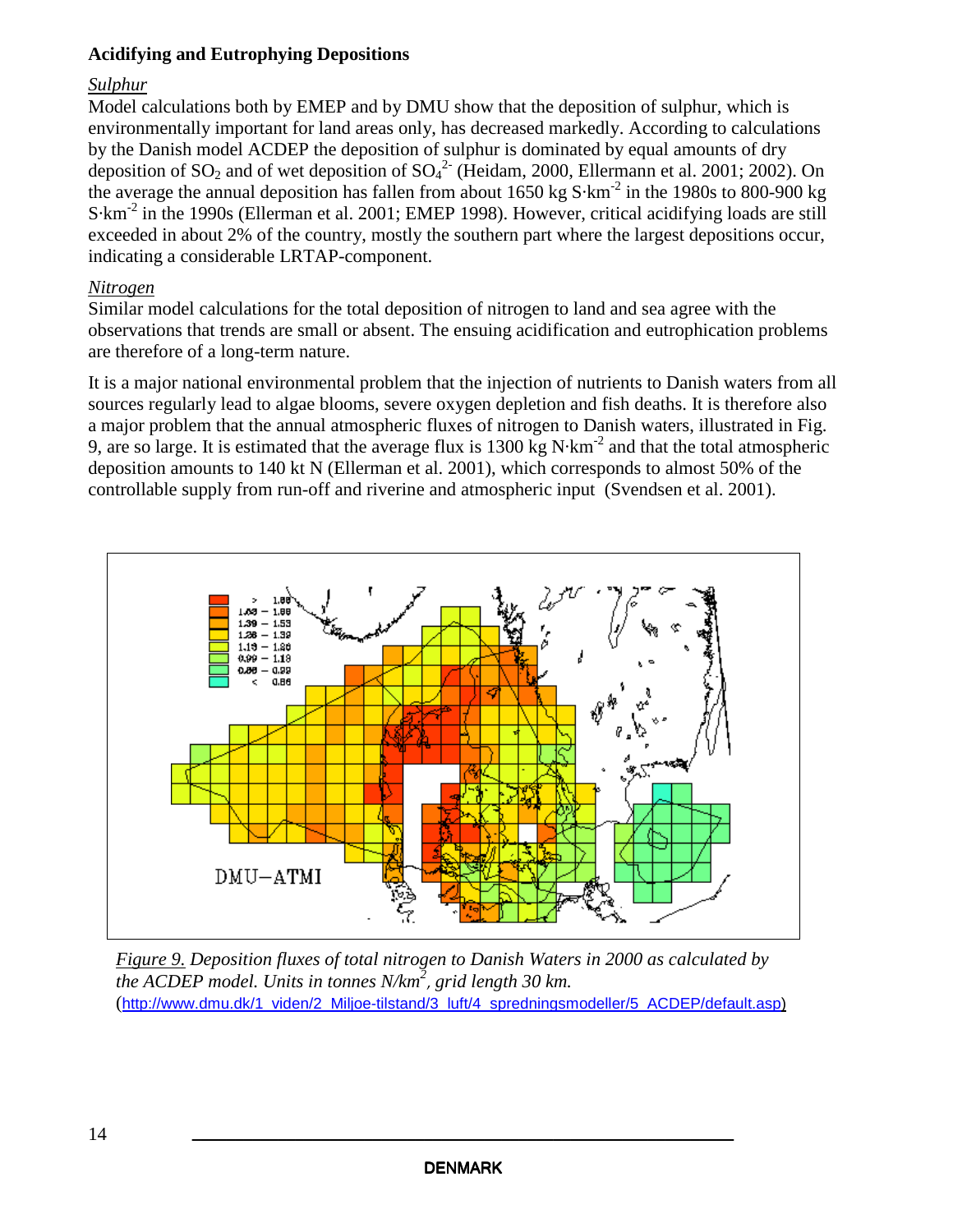**Acidifying and Eutrophying Depositions**

*Sulphur*

Model calculations both by EMEP and by DMU show that the deposition of sulphur, which is environmentally important for land areas only, has decreased markedly. According to calculations by the Danish model ACDEP the deposition of sulphur is dominated by equal amounts of dry deposition of $SO_2$ and of wet deposition of $SO_4^{2-}$ (Heidam, 2000, Ellermann et al. 2001; 2002). On the average the annual deposition has fallen from about 1650 kg $S{\cdot}km^{-2}$ in the 1980s to 800-900 kg $S{\cdot}km^{-2}$ in the 1990s (Ellerman et al. 2001; EMEP 1998). However, critical acidifying loads are still exceeded in about 2% of the country, mostly the southern part where the largest depositions occur, indicating a considerable LRTAP-component.

*Nitrogen*

Similar model calculations for the total deposition of nitrogen to land and sea agree with the observations that trends are small or absent. The ensuing acidification and eutrophication problems are therefore of a long-term nature.

It is a major national environmental problem that the injection of nutrients to Danish waters from all sources regularly lead to algae blooms, severe oxygen depletion and fish deaths. It is therefore also a major problem that the annual atmospheric fluxes of nitrogen to Danish waters, illustrated in Fig. 9, are so large. It is estimated that the average flux is 1300 kg $N{\cdot}km^{-2}$ and that the total atmospheric deposition amounts to 140 kt N (Ellerman et al. 2001), which corresponds to almost 50% of the controllable supply from run-off and riverine and atmospheric input (Svendsen et al. 2001).

*Figure 9. Deposition fluxes of total nitrogen to Danish Waters in 2000 as calculated by the ACDEP model. Units in tonnes N/km², grid length 30 km.*
(http://www.dmu.dk/1_viden/2_Miljoe-tilstand/3_luft/4_spredningsmodeller/5_ACDEP/default.asp)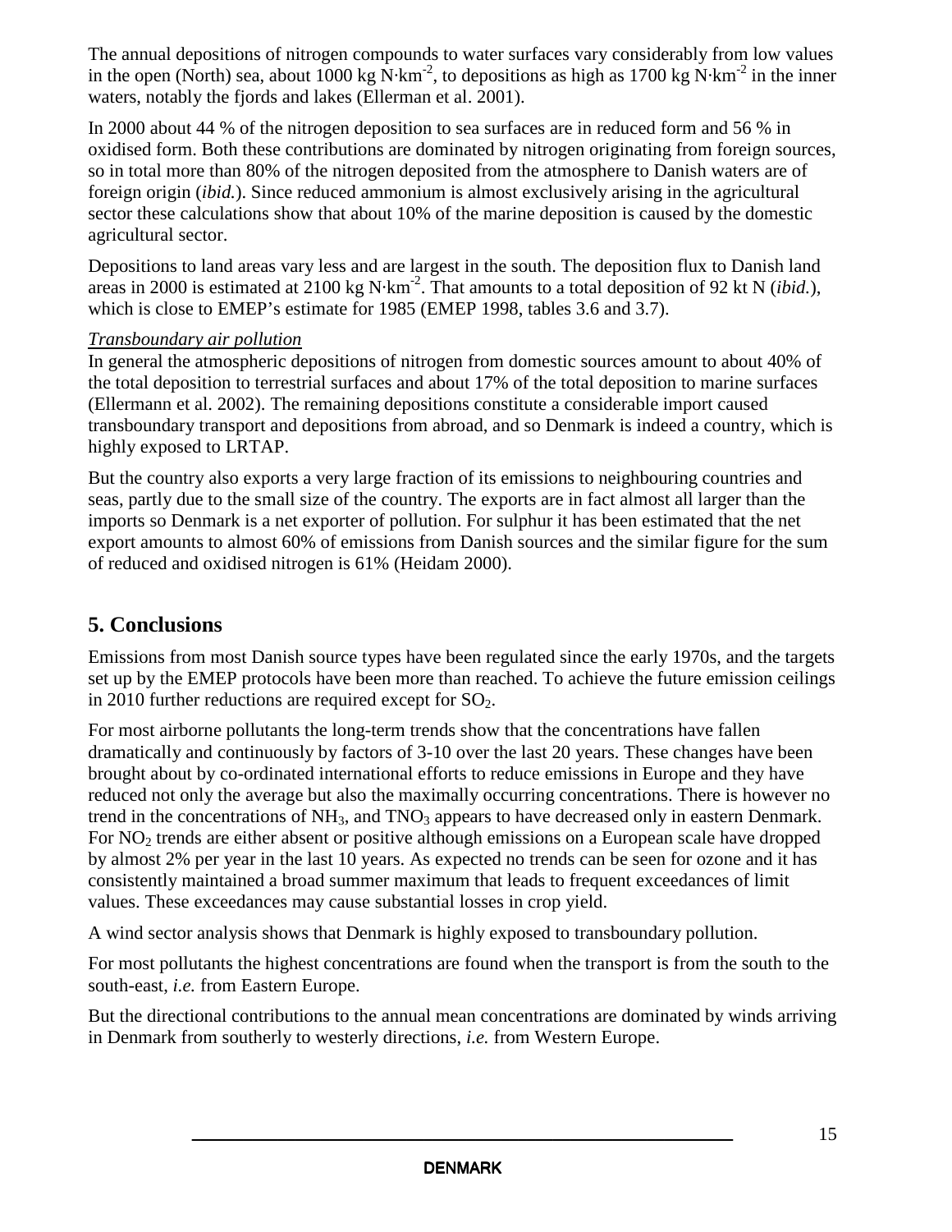The annual depositions of nitrogen compounds to water surfaces vary considerably from low values in the open (North) sea, about 1000 kg N·km$^{-2}$, to depositions as high as 1700 kg N·km$^{-2}$ in the inner waters, notably the fjords and lakes (Ellerman et al. 2001).

In 2000 about 44 % of the nitrogen deposition to sea surfaces are in reduced form and 56 % in oxidised form. Both these contributions are dominated by nitrogen originating from foreign sources, so in total more than 80% of the nitrogen deposited from the atmosphere to Danish waters are of foreign origin (*ibid.*). Since reduced ammonium is almost exclusively arising in the agricultural sector these calculations show that about 10% of the marine deposition is caused by the domestic agricultural sector.

Depositions to land areas vary less and are largest in the south. The deposition flux to Danish land areas in 2000 is estimated at 2100 kg N·km$^{-2}$. That amounts to a total deposition of 92 kt N (*ibid.*), which is close to EMEP's estimate for 1985 (EMEP 1998, tables 3.6 and 3.7).

*Transboundary air pollution*

In general the atmospheric depositions of nitrogen from domestic sources amount to about 40% of the total deposition to terrestrial surfaces and about 17% of the total deposition to marine surfaces (Ellermann et al. 2002). The remaining depositions constitute a considerable import caused transboundary transport and depositions from abroad, and so Denmark is indeed a country, which is highly exposed to LRTAP.

But the country also exports a very large fraction of its emissions to neighbouring countries and seas, partly due to the small size of the country. The exports are in fact almost all larger than the imports so Denmark is a net exporter of pollution. For sulphur it has been estimated that the net export amounts to almost 60% of emissions from Danish sources and the similar figure for the sum of reduced and oxidised nitrogen is 61% (Heidam 2000).

## 5. Conclusions

Emissions from most Danish source types have been regulated since the early 1970s, and the targets set up by the EMEP protocols have been more than reached. To achieve the future emission ceilings in 2010 further reductions are required except for $SO_2$.

For most airborne pollutants the long-term trends show that the concentrations have fallen dramatically and continuously by factors of 3-10 over the last 20 years. These changes have been brought about by co-ordinated international efforts to reduce emissions in Europe and they have reduced not only the average but also the maximally occurring concentrations. There is however no trend in the concentrations of $NH_3$, and $TNO_3$ appears to have decreased only in eastern Denmark. For $NO_2$ trends are either absent or positive although emissions on a European scale have dropped by almost 2% per year in the last 10 years. As expected no trends can be seen for ozone and it has consistently maintained a broad summer maximum that leads to frequent exceedances of limit values. These exceedances may cause substantial losses in crop yield.

A wind sector analysis shows that Denmark is highly exposed to transboundary pollution.

For most pollutants the highest concentrations are found when the transport is from the south to the south-east, *i.e.* from Eastern Europe.

But the directional contributions to the annual mean concentrations are dominated by winds arriving in Denmark from southerly to westerly directions, *i.e.* from Western Europe.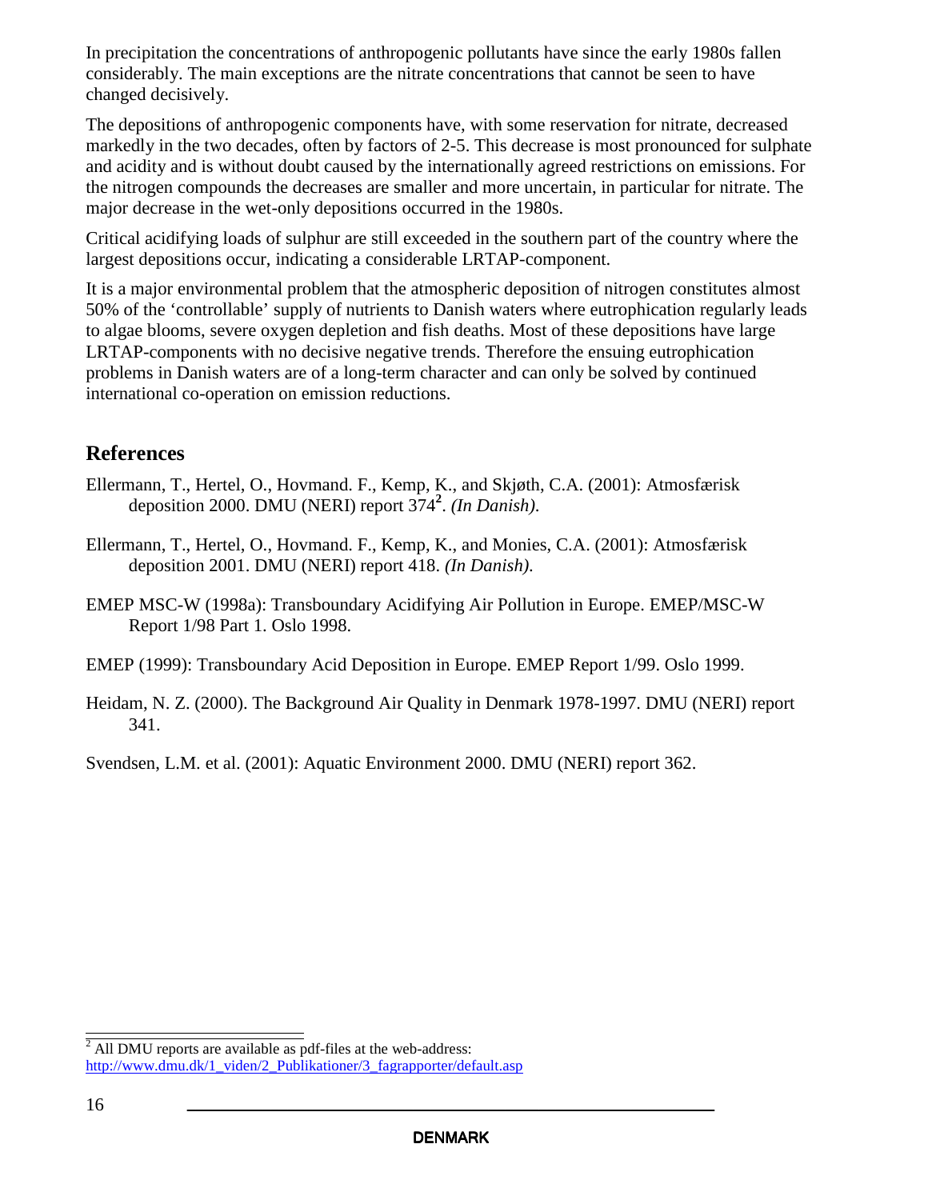In precipitation the concentrations of anthropogenic pollutants have since the early 1980s fallen considerably. The main exceptions are the nitrate concentrations that cannot be seen to have changed decisively.

The depositions of anthropogenic components have, with some reservation for nitrate, decreased markedly in the two decades, often by factors of 2-5. This decrease is most pronounced for sulphate and acidity and is without doubt caused by the internationally agreed restrictions on emissions. For the nitrogen compounds the decreases are smaller and more uncertain, in particular for nitrate. The major decrease in the wet-only depositions occurred in the 1980s.

Critical acidifying loads of sulphur are still exceeded in the southern part of the country where the largest depositions occur, indicating a considerable LRTAP-component.

It is a major environmental problem that the atmospheric deposition of nitrogen constitutes almost 50% of the 'controllable' supply of nutrients to Danish waters where eutrophication regularly leads to algae blooms, severe oxygen depletion and fish deaths. Most of these depositions have large LRTAP-components with no decisive negative trends. Therefore the ensuing eutrophication problems in Danish waters are of a long-term character and can only be solved by continued international co-operation on emission reductions.

## References

Ellermann, T., Hertel, O., Hovmand. F., Kemp, K., and Skjøth, C.A. (2001): Atmosfærisk deposition 2000. DMU (NERI) report 374[2]. *(In Danish).*

Ellermann, T., Hertel, O., Hovmand. F., Kemp, K., and Monies, C.A. (2001): Atmosfærisk deposition 2001. DMU (NERI) report 418. *(In Danish).*

EMEP MSC-W (1998a): Transboundary Acidifying Air Pollution in Europe. EMEP/MSC-W Report 1/98 Part 1. Oslo 1998.

EMEP (1999): Transboundary Acid Deposition in Europe. EMEP Report 1/99. Oslo 1999.

Heidam, N. Z. (2000). The Background Air Quality in Denmark 1978-1997. DMU (NERI) report 341.

Svendsen, L.M. et al. (2001): Aquatic Environment 2000. DMU (NERI) report 362.

---

[2] All DMU reports are available as pdf-files at the web-address: http://www.dmu.dk/1_viden/2_Publikationer/3_fagrapporter/default.asp